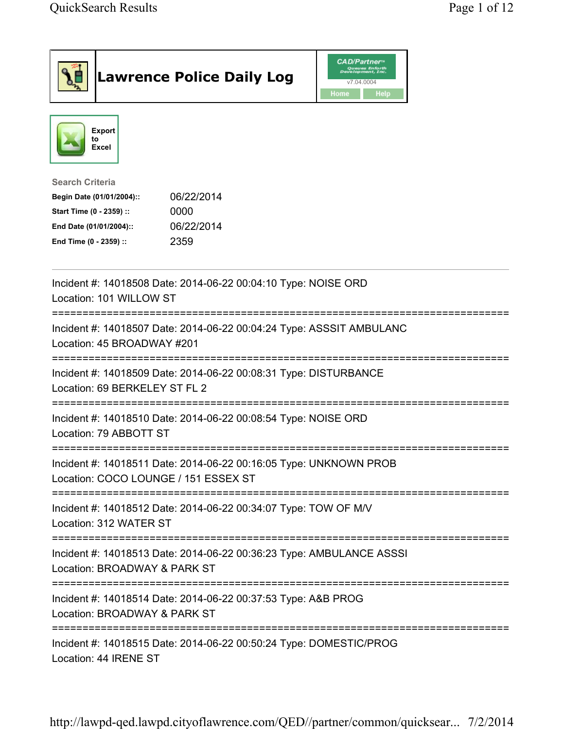# Lawrence Police Daily Log

CAD/Partner v7.04.0004

Home | Help

Export to Excel

**Search Criteria**

| | |
|---|---|
| **Begin Date (01/01/2004)::** | 06/22/2014 |
| **Start Time (0 - 2359) ::** | 0000 |
| **End Date (01/01/2004)::** | 06/22/2014 |
| **End Time (0 - 2359) ::** | 2359 |

---

Incident #: 14018508 Date: 2014-06-22 00:04:10 Type: NOISE ORD
Location: 101 WILLOW ST

===========================================================================

Incident #: 14018507 Date: 2014-06-22 00:04:24 Type: ASSSIT AMBULANC
Location: 45 BROADWAY #201

===========================================================================

Incident #: 14018509 Date: 2014-06-22 00:08:31 Type: DISTURBANCE
Location: 69 BERKELEY ST FL 2

===========================================================================

Incident #: 14018510 Date: 2014-06-22 00:08:54 Type: NOISE ORD
Location: 79 ABBOTT ST

===========================================================================

Incident #: 14018511 Date: 2014-06-22 00:16:05 Type: UNKNOWN PROB
Location: COCO LOUNGE / 151 ESSEX ST

===========================================================================

Incident #: 14018512 Date: 2014-06-22 00:34:07 Type: TOW OF M/V
Location: 312 WATER ST

===========================================================================

Incident #: 14018513 Date: 2014-06-22 00:36:23 Type: AMBULANCE ASSSI
Location: BROADWAY & PARK ST

===========================================================================

Incident #: 14018514 Date: 2014-06-22 00:37:53 Type: A&B PROG
Location: BROADWAY & PARK ST

===========================================================================

Incident #: 14018515 Date: 2014-06-22 00:50:24 Type: DOMESTIC/PROG
Location: 44 IRENE ST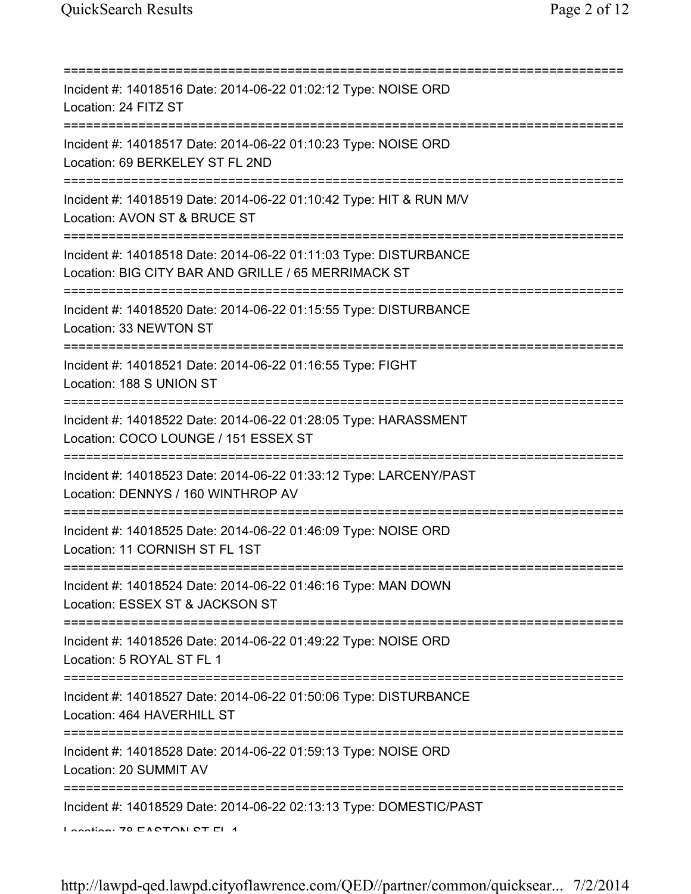Incident #: 14018516 Date: 2014-06-22 01:02:12 Type: NOISE ORD
Location: 24 FITZ ST

Incident #: 14018517 Date: 2014-06-22 01:10:23 Type: NOISE ORD
Location: 69 BERKELEY ST FL 2ND

Incident #: 14018519 Date: 2014-06-22 01:10:42 Type: HIT & RUN M/V
Location: AVON ST & BRUCE ST

Incident #: 14018518 Date: 2014-06-22 01:11:03 Type: DISTURBANCE
Location: BIG CITY BAR AND GRILLE / 65 MERRIMACK ST

Incident #: 14018520 Date: 2014-06-22 01:15:55 Type: DISTURBANCE
Location: 33 NEWTON ST

Incident #: 14018521 Date: 2014-06-22 01:16:55 Type: FIGHT
Location: 188 S UNION ST

Incident #: 14018522 Date: 2014-06-22 01:28:05 Type: HARASSMENT
Location: COCO LOUNGE / 151 ESSEX ST

Incident #: 14018523 Date: 2014-06-22 01:33:12 Type: LARCENY/PAST
Location: DENNYS / 160 WINTHROP AV

Incident #: 14018525 Date: 2014-06-22 01:46:09 Type: NOISE ORD
Location: 11 CORNISH ST FL 1ST

Incident #: 14018524 Date: 2014-06-22 01:46:16 Type: MAN DOWN
Location: ESSEX ST & JACKSON ST

Incident #: 14018526 Date: 2014-06-22 01:49:22 Type: NOISE ORD
Location: 5 ROYAL ST FL 1

Incident #: 14018527 Date: 2014-06-22 01:50:06 Type: DISTURBANCE
Location: 464 HAVERHILL ST

Incident #: 14018528 Date: 2014-06-22 01:59:13 Type: NOISE ORD
Location: 20 SUMMIT AV

Incident #: 14018529 Date: 2014-06-22 02:13:13 Type: DOMESTIC/PAST
Location: 78 EASTON ST FL 1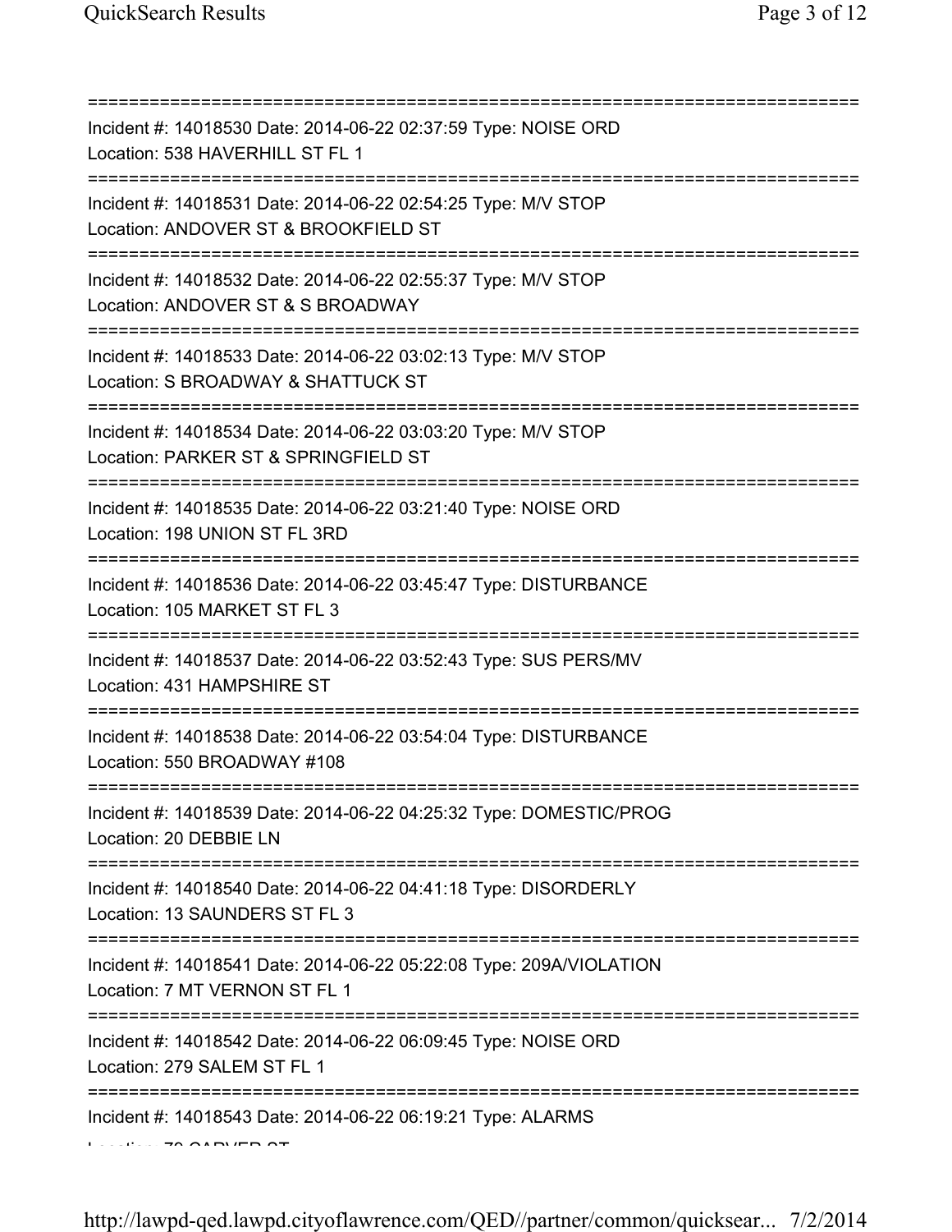==============================================================================
Incident #: 14018530 Date: 2014-06-22 02:37:59 Type: NOISE ORD
Location: 538 HAVERHILL ST FL 1
==============================================================================
Incident #: 14018531 Date: 2014-06-22 02:54:25 Type: M/V STOP
Location: ANDOVER ST & BROOKFIELD ST
==============================================================================
Incident #: 14018532 Date: 2014-06-22 02:55:37 Type: M/V STOP
Location: ANDOVER ST & S BROADWAY
==============================================================================
Incident #: 14018533 Date: 2014-06-22 03:02:13 Type: M/V STOP
Location: S BROADWAY & SHATTUCK ST
==============================================================================
Incident #: 14018534 Date: 2014-06-22 03:03:20 Type: M/V STOP
Location: PARKER ST & SPRINGFIELD ST
==============================================================================
Incident #: 14018535 Date: 2014-06-22 03:21:40 Type: NOISE ORD
Location: 198 UNION ST FL 3RD
==============================================================================
Incident #: 14018536 Date: 2014-06-22 03:45:47 Type: DISTURBANCE
Location: 105 MARKET ST FL 3
==============================================================================
Incident #: 14018537 Date: 2014-06-22 03:52:43 Type: SUS PERS/MV
Location: 431 HAMPSHIRE ST
==============================================================================
Incident #: 14018538 Date: 2014-06-22 03:54:04 Type: DISTURBANCE
Location: 550 BROADWAY #108
==============================================================================
Incident #: 14018539 Date: 2014-06-22 04:25:32 Type: DOMESTIC/PROG
Location: 20 DEBBIE LN
==============================================================================
Incident #: 14018540 Date: 2014-06-22 04:41:18 Type: DISORDERLY
Location: 13 SAUNDERS ST FL 3
==============================================================================
Incident #: 14018541 Date: 2014-06-22 05:22:08 Type: 209A/VIOLATION
Location: 7 MT VERNON ST FL 1
==============================================================================
Incident #: 14018542 Date: 2014-06-22 06:09:45 Type: NOISE ORD
Location: 279 SALEM ST FL 1
==============================================================================
Incident #: 14018543 Date: 2014-06-22 06:19:21 Type: ALARMS
Location: 70 CARVER ST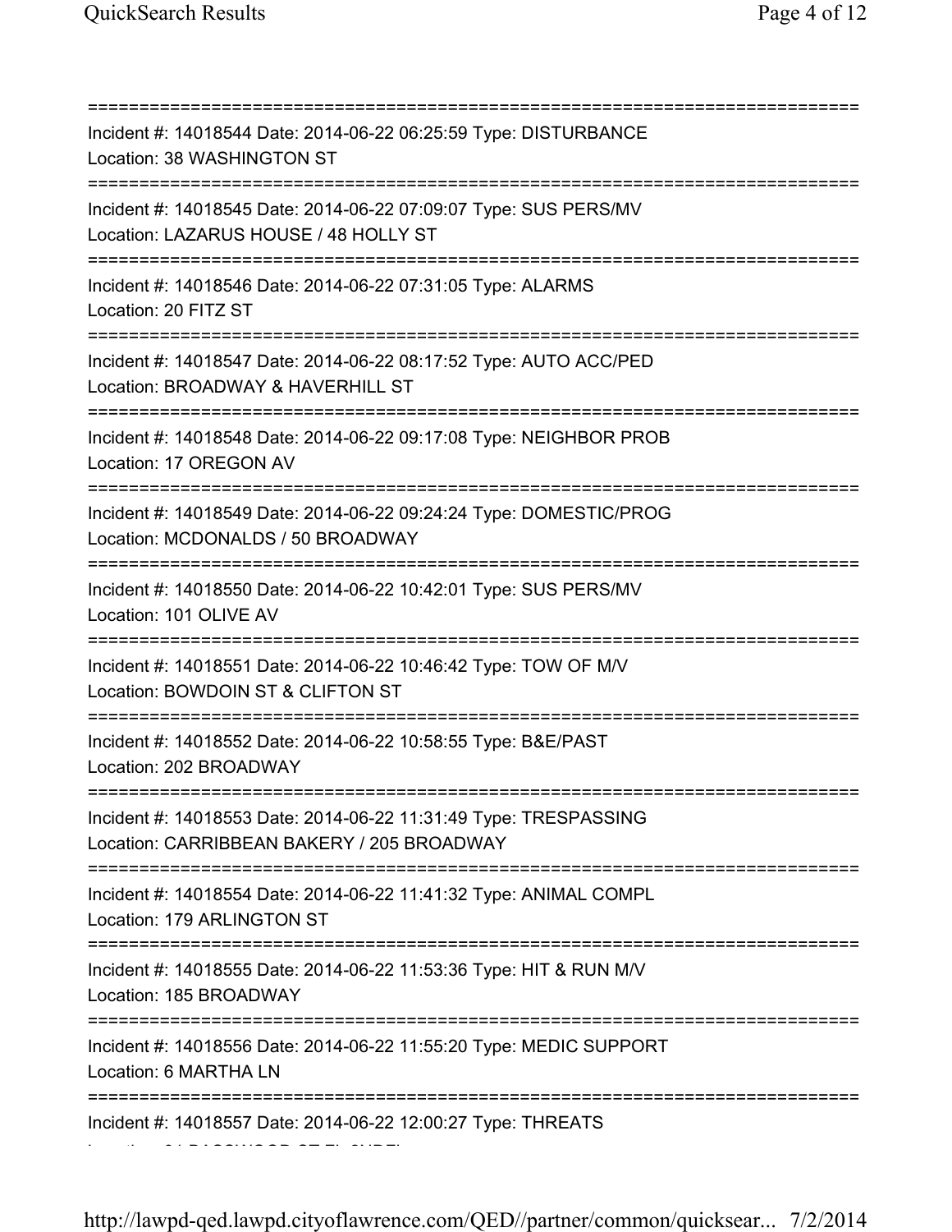===========================================================================

Incident #: 14018544 Date: 2014-06-22 06:25:59 Type: DISTURBANCE
Location: 38 WASHINGTON ST

===========================================================================

Incident #: 14018545 Date: 2014-06-22 07:09:07 Type: SUS PERS/MV
Location: LAZARUS HOUSE / 48 HOLLY ST

===========================================================================

Incident #: 14018546 Date: 2014-06-22 07:31:05 Type: ALARMS
Location: 20 FITZ ST

===========================================================================

Incident #: 14018547 Date: 2014-06-22 08:17:52 Type: AUTO ACC/PED
Location: BROADWAY & HAVERHILL ST

===========================================================================

Incident #: 14018548 Date: 2014-06-22 09:17:08 Type: NEIGHBOR PROB
Location: 17 OREGON AV

===========================================================================

Incident #: 14018549 Date: 2014-06-22 09:24:24 Type: DOMESTIC/PROG
Location: MCDONALDS / 50 BROADWAY

===========================================================================

Incident #: 14018550 Date: 2014-06-22 10:42:01 Type: SUS PERS/MV
Location: 101 OLIVE AV

===========================================================================

Incident #: 14018551 Date: 2014-06-22 10:46:42 Type: TOW OF M/V
Location: BOWDOIN ST & CLIFTON ST

===========================================================================

Incident #: 14018552 Date: 2014-06-22 10:58:55 Type: B&E/PAST
Location: 202 BROADWAY

===========================================================================

Incident #: 14018553 Date: 2014-06-22 11:31:49 Type: TRESPASSING
Location: CARRIBBEAN BAKERY / 205 BROADWAY

===========================================================================

Incident #: 14018554 Date: 2014-06-22 11:41:32 Type: ANIMAL COMPL
Location: 179 ARLINGTON ST

===========================================================================

Incident #: 14018555 Date: 2014-06-22 11:53:36 Type: HIT & RUN M/V
Location: 185 BROADWAY

===========================================================================

Incident #: 14018556 Date: 2014-06-22 11:55:20 Type: MEDIC SUPPORT
Location: 6 MARTHA LN

===========================================================================

Incident #: 14018557 Date: 2014-06-22 12:00:27 Type: THREATS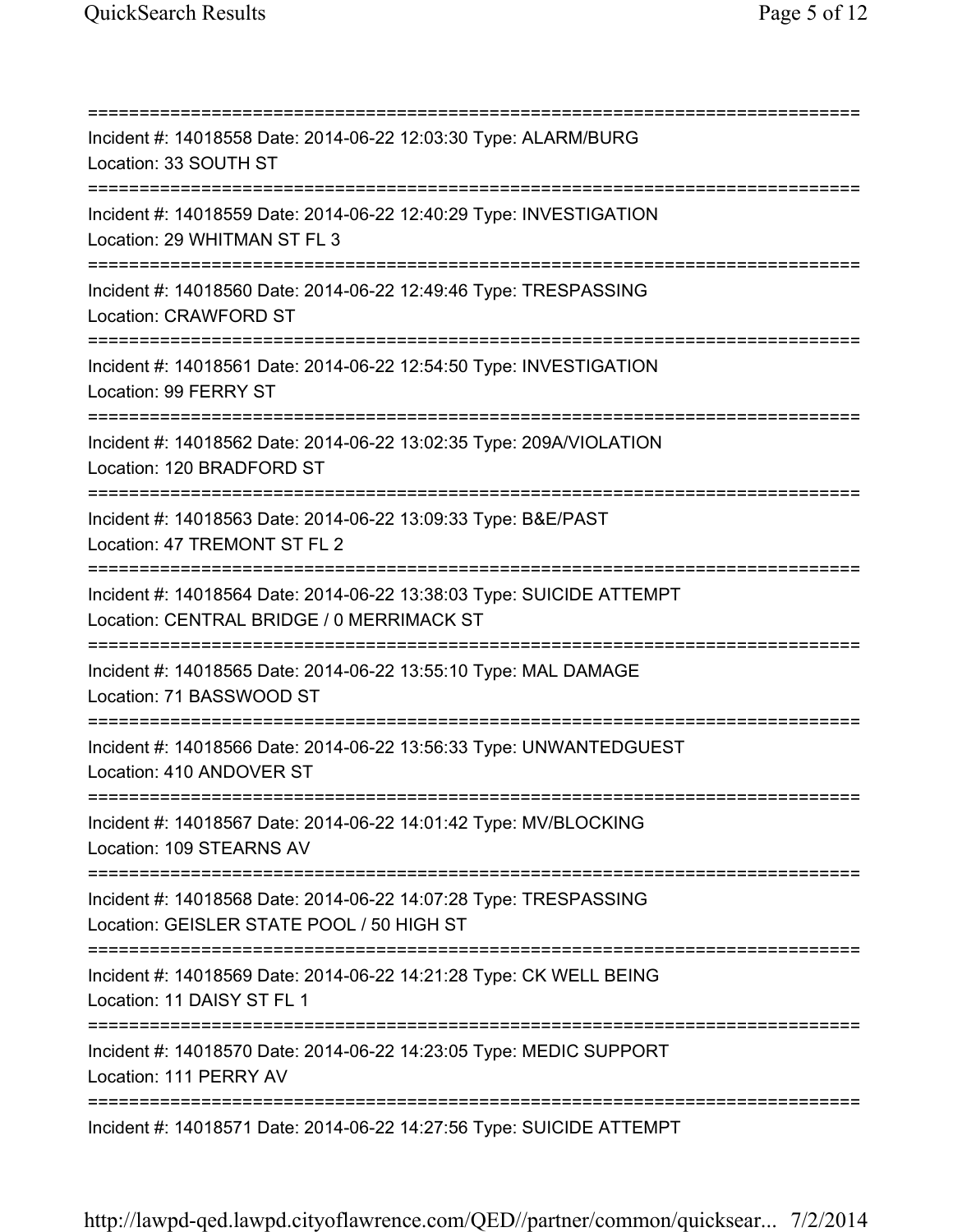===========================================================================

Incident #: 14018558 Date: 2014-06-22 12:03:30 Type: ALARM/BURG
Location: 33 SOUTH ST

===========================================================================

Incident #: 14018559 Date: 2014-06-22 12:40:29 Type: INVESTIGATION
Location: 29 WHITMAN ST FL 3

===========================================================================

Incident #: 14018560 Date: 2014-06-22 12:49:46 Type: TRESPASSING
Location: CRAWFORD ST

===========================================================================

Incident #: 14018561 Date: 2014-06-22 12:54:50 Type: INVESTIGATION
Location: 99 FERRY ST

===========================================================================

Incident #: 14018562 Date: 2014-06-22 13:02:35 Type: 209A/VIOLATION
Location: 120 BRADFORD ST

===========================================================================

Incident #: 14018563 Date: 2014-06-22 13:09:33 Type: B&E/PAST
Location: 47 TREMONT ST FL 2

===========================================================================

Incident #: 14018564 Date: 2014-06-22 13:38:03 Type: SUICIDE ATTEMPT
Location: CENTRAL BRIDGE / 0 MERRIMACK ST

===========================================================================

Incident #: 14018565 Date: 2014-06-22 13:55:10 Type: MAL DAMAGE
Location: 71 BASSWOOD ST

===========================================================================

Incident #: 14018566 Date: 2014-06-22 13:56:33 Type: UNWANTEDGUEST
Location: 410 ANDOVER ST

===========================================================================

Incident #: 14018567 Date: 2014-06-22 14:01:42 Type: MV/BLOCKING
Location: 109 STEARNS AV

===========================================================================

Incident #: 14018568 Date: 2014-06-22 14:07:28 Type: TRESPASSING
Location: GEISLER STATE POOL / 50 HIGH ST

===========================================================================

Incident #: 14018569 Date: 2014-06-22 14:21:28 Type: CK WELL BEING
Location: 11 DAISY ST FL 1

===========================================================================

Incident #: 14018570 Date: 2014-06-22 14:23:05 Type: MEDIC SUPPORT
Location: 111 PERRY AV

===========================================================================

Incident #: 14018571 Date: 2014-06-22 14:27:56 Type: SUICIDE ATTEMPT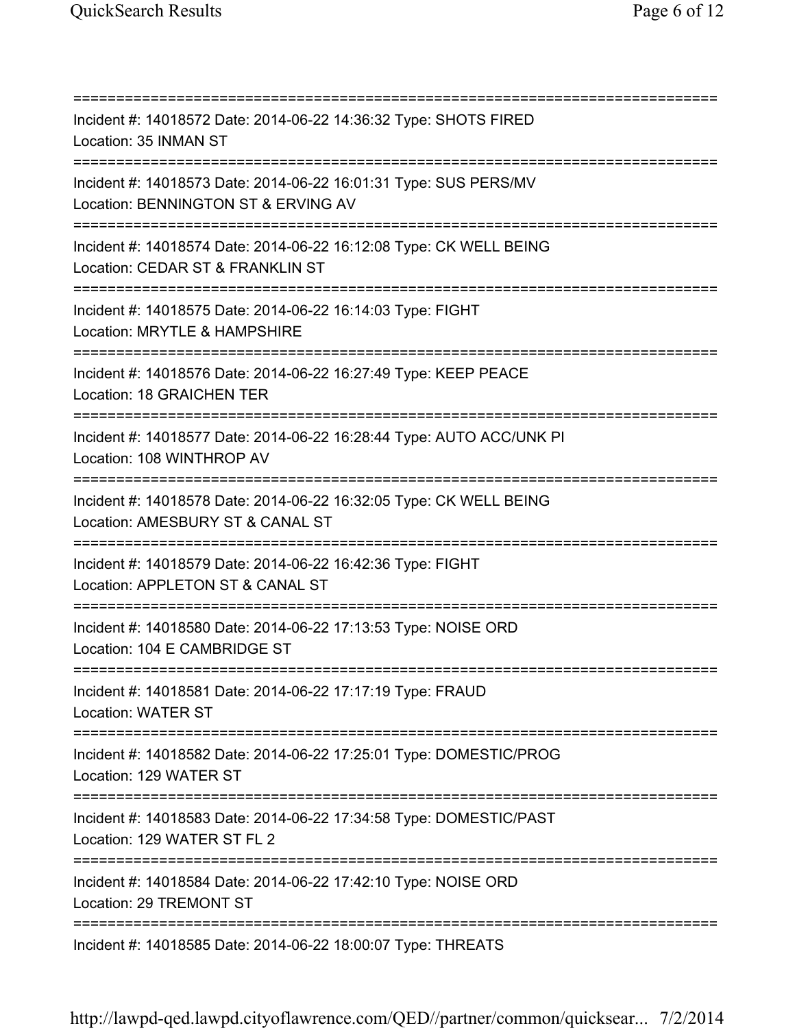===========================================================================
Incident #: 14018572 Date: 2014-06-22 14:36:32 Type: SHOTS FIRED
Location: 35 INMAN ST
===========================================================================
Incident #: 14018573 Date: 2014-06-22 16:01:31 Type: SUS PERS/MV
Location: BENNINGTON ST & ERVING AV
===========================================================================
Incident #: 14018574 Date: 2014-06-22 16:12:08 Type: CK WELL BEING
Location: CEDAR ST & FRANKLIN ST
===========================================================================
Incident #: 14018575 Date: 2014-06-22 16:14:03 Type: FIGHT
Location: MRYTLE & HAMPSHIRE
===========================================================================
Incident #: 14018576 Date: 2014-06-22 16:27:49 Type: KEEP PEACE
Location: 18 GRAICHEN TER
===========================================================================
Incident #: 14018577 Date: 2014-06-22 16:28:44 Type: AUTO ACC/UNK PI
Location: 108 WINTHROP AV
===========================================================================
Incident #: 14018578 Date: 2014-06-22 16:32:05 Type: CK WELL BEING
Location: AMESBURY ST & CANAL ST
===========================================================================
Incident #: 14018579 Date: 2014-06-22 16:42:36 Type: FIGHT
Location: APPLETON ST & CANAL ST
===========================================================================
Incident #: 14018580 Date: 2014-06-22 17:13:53 Type: NOISE ORD
Location: 104 E CAMBRIDGE ST
===========================================================================
Incident #: 14018581 Date: 2014-06-22 17:17:19 Type: FRAUD
Location: WATER ST
===========================================================================
Incident #: 14018582 Date: 2014-06-22 17:25:01 Type: DOMESTIC/PROG
Location: 129 WATER ST
===========================================================================
Incident #: 14018583 Date: 2014-06-22 17:34:58 Type: DOMESTIC/PAST
Location: 129 WATER ST FL 2
===========================================================================
Incident #: 14018584 Date: 2014-06-22 17:42:10 Type: NOISE ORD
Location: 29 TREMONT ST
===========================================================================
Incident #: 14018585 Date: 2014-06-22 18:00:07 Type: THREATS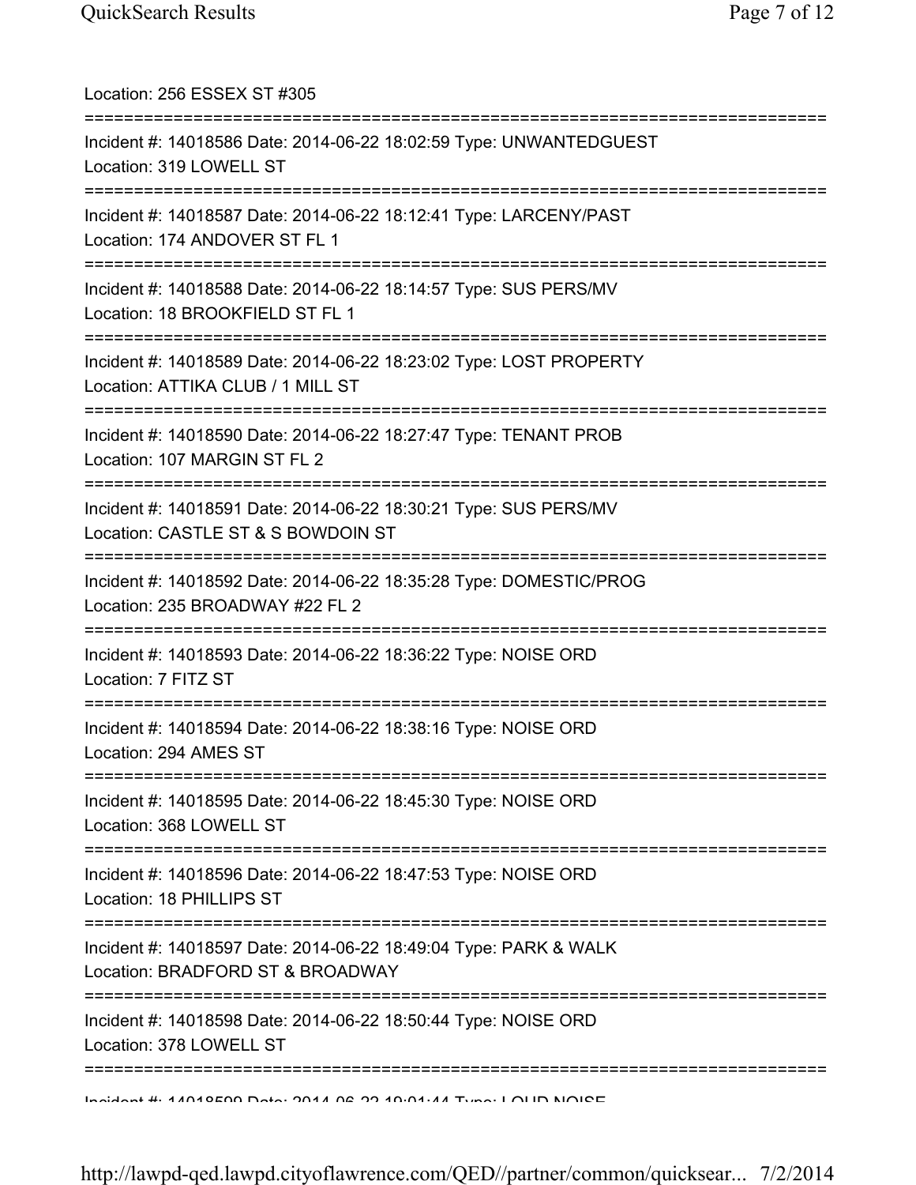Location: 256 ESSEX ST #305

===========================================================================

Incident #: 14018586 Date: 2014-06-22 18:02:59 Type: UNWANTEDGUEST

Location: 319 LOWELL ST

===========================================================================

Incident #: 14018587 Date: 2014-06-22 18:12:41 Type: LARCENY/PAST

Location: 174 ANDOVER ST FL 1

===========================================================================

Incident #: 14018588 Date: 2014-06-22 18:14:57 Type: SUS PERS/MV

Location: 18 BROOKFIELD ST FL 1

===========================================================================

Incident #: 14018589 Date: 2014-06-22 18:23:02 Type: LOST PROPERTY

Location: ATTIKA CLUB / 1 MILL ST

===========================================================================

Incident #: 14018590 Date: 2014-06-22 18:27:47 Type: TENANT PROB

Location: 107 MARGIN ST FL 2

===========================================================================

Incident #: 14018591 Date: 2014-06-22 18:30:21 Type: SUS PERS/MV

Location: CASTLE ST & S BOWDOIN ST

===========================================================================

Incident #: 14018592 Date: 2014-06-22 18:35:28 Type: DOMESTIC/PROG

Location: 235 BROADWAY #22 FL 2

===========================================================================

Incident #: 14018593 Date: 2014-06-22 18:36:22 Type: NOISE ORD

Location: 7 FITZ ST

===========================================================================

Incident #: 14018594 Date: 2014-06-22 18:38:16 Type: NOISE ORD

Location: 294 AMES ST

===========================================================================

Incident #: 14018595 Date: 2014-06-22 18:45:30 Type: NOISE ORD

Location: 368 LOWELL ST

===========================================================================

Incident #: 14018596 Date: 2014-06-22 18:47:53 Type: NOISE ORD

Location: 18 PHILLIPS ST

===========================================================================

Incident #: 14018597 Date: 2014-06-22 18:49:04 Type: PARK & WALK

Location: BRADFORD ST & BROADWAY

===========================================================================

Incident #: 14018598 Date: 2014-06-22 18:50:44 Type: NOISE ORD

Location: 378 LOWELL ST

===========================================================================

Incident #: 14018599 Date: 2014-06-22 19:01:44 Type: LOUD NOISE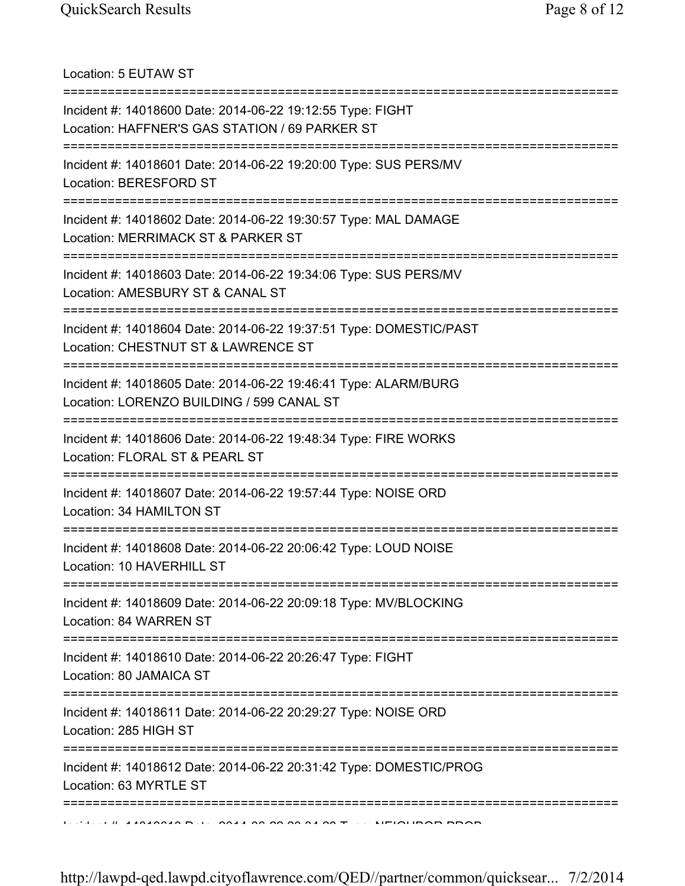Location: 5 EUTAW ST

===========================================================================

Incident #: 14018600 Date: 2014-06-22 19:12:55 Type: FIGHT
Location: HAFFNER'S GAS STATION / 69 PARKER ST

===========================================================================

Incident #: 14018601 Date: 2014-06-22 19:20:00 Type: SUS PERS/MV
Location: BERESFORD ST

===========================================================================

Incident #: 14018602 Date: 2014-06-22 19:30:57 Type: MAL DAMAGE
Location: MERRIMACK ST & PARKER ST

===========================================================================

Incident #: 14018603 Date: 2014-06-22 19:34:06 Type: SUS PERS/MV
Location: AMESBURY ST & CANAL ST

===========================================================================

Incident #: 14018604 Date: 2014-06-22 19:37:51 Type: DOMESTIC/PAST
Location: CHESTNUT ST & LAWRENCE ST

===========================================================================

Incident #: 14018605 Date: 2014-06-22 19:46:41 Type: ALARM/BURG
Location: LORENZO BUILDING / 599 CANAL ST

===========================================================================

Incident #: 14018606 Date: 2014-06-22 19:48:34 Type: FIRE WORKS
Location: FLORAL ST & PEARL ST

===========================================================================

Incident #: 14018607 Date: 2014-06-22 19:57:44 Type: NOISE ORD
Location: 34 HAMILTON ST

===========================================================================

Incident #: 14018608 Date: 2014-06-22 20:06:42 Type: LOUD NOISE
Location: 10 HAVERHILL ST

===========================================================================

Incident #: 14018609 Date: 2014-06-22 20:09:18 Type: MV/BLOCKING
Location: 84 WARREN ST

===========================================================================

Incident #: 14018610 Date: 2014-06-22 20:26:47 Type: FIGHT
Location: 80 JAMAICA ST

===========================================================================

Incident #: 14018611 Date: 2014-06-22 20:29:27 Type: NOISE ORD
Location: 285 HIGH ST

===========================================================================

Incident #: 14018612 Date: 2014-06-22 20:31:42 Type: DOMESTIC/PROG
Location: 63 MYRTLE ST

===========================================================================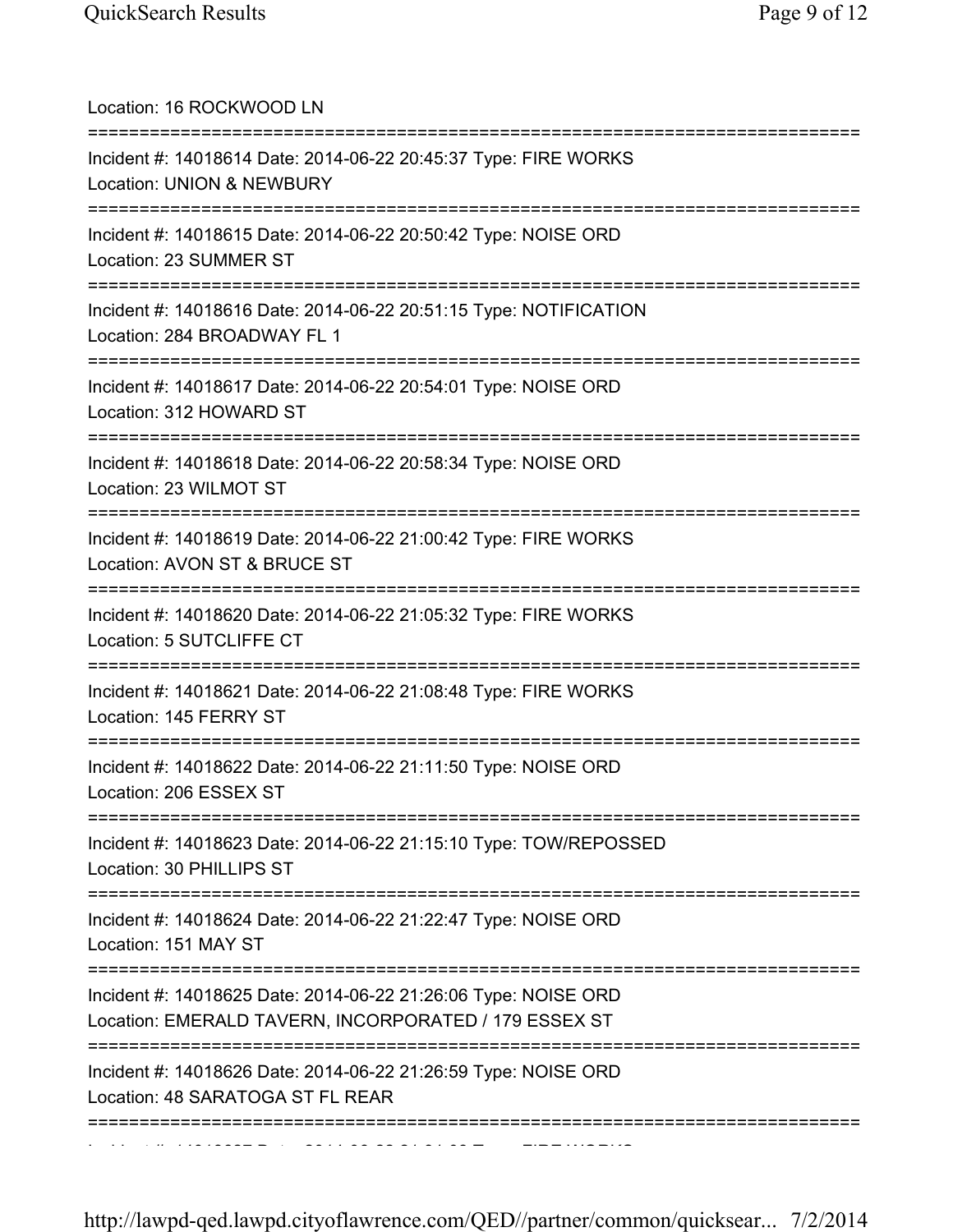Location: 16 ROCKWOOD LN

===========================================================================

Incident #: 14018614 Date: 2014-06-22 20:45:37 Type: FIRE WORKS
Location: UNION & NEWBURY

===========================================================================

Incident #: 14018615 Date: 2014-06-22 20:50:42 Type: NOISE ORD
Location: 23 SUMMER ST

===========================================================================

Incident #: 14018616 Date: 2014-06-22 20:51:15 Type: NOTIFICATION
Location: 284 BROADWAY FL 1

===========================================================================

Incident #: 14018617 Date: 2014-06-22 20:54:01 Type: NOISE ORD
Location: 312 HOWARD ST

===========================================================================

Incident #: 14018618 Date: 2014-06-22 20:58:34 Type: NOISE ORD
Location: 23 WILMOT ST

===========================================================================

Incident #: 14018619 Date: 2014-06-22 21:00:42 Type: FIRE WORKS
Location: AVON ST & BRUCE ST

===========================================================================

Incident #: 14018620 Date: 2014-06-22 21:05:32 Type: FIRE WORKS
Location: 5 SUTCLIFFE CT

===========================================================================

Incident #: 14018621 Date: 2014-06-22 21:08:48 Type: FIRE WORKS
Location: 145 FERRY ST

===========================================================================

Incident #: 14018622 Date: 2014-06-22 21:11:50 Type: NOISE ORD
Location: 206 ESSEX ST

===========================================================================

Incident #: 14018623 Date: 2014-06-22 21:15:10 Type: TOW/REPOSSED
Location: 30 PHILLIPS ST

===========================================================================

Incident #: 14018624 Date: 2014-06-22 21:22:47 Type: NOISE ORD
Location: 151 MAY ST

===========================================================================

Incident #: 14018625 Date: 2014-06-22 21:26:06 Type: NOISE ORD
Location: EMERALD TAVERN, INCORPORATED / 179 ESSEX ST

===========================================================================

Incident #: 14018626 Date: 2014-06-22 21:26:59 Type: NOISE ORD
Location: 48 SARATOGA ST FL REAR

===========================================================================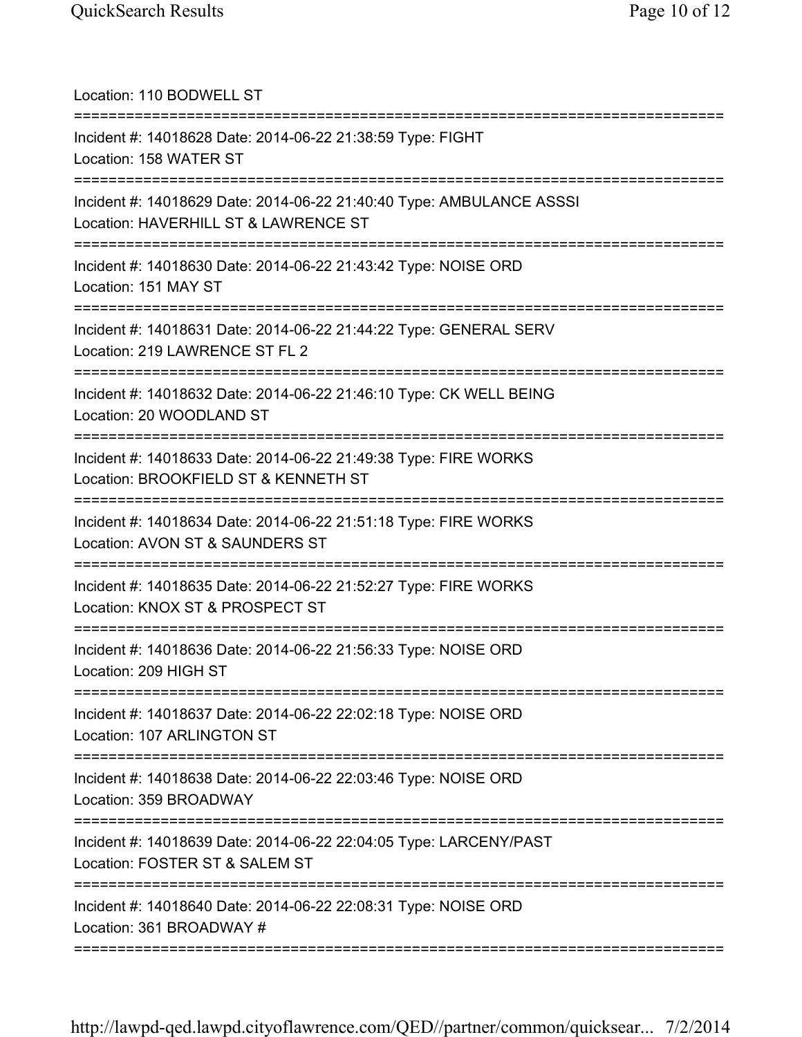Location: 110 BODWELL ST

===========================================================================

Incident #: 14018628 Date: 2014-06-22 21:38:59 Type: FIGHT
Location: 158 WATER ST

===========================================================================

Incident #: 14018629 Date: 2014-06-22 21:40:40 Type: AMBULANCE ASSSI
Location: HAVERHILL ST & LAWRENCE ST

===========================================================================

Incident #: 14018630 Date: 2014-06-22 21:43:42 Type: NOISE ORD
Location: 151 MAY ST

===========================================================================

Incident #: 14018631 Date: 2014-06-22 21:44:22 Type: GENERAL SERV
Location: 219 LAWRENCE ST FL 2

===========================================================================

Incident #: 14018632 Date: 2014-06-22 21:46:10 Type: CK WELL BEING
Location: 20 WOODLAND ST

===========================================================================

Incident #: 14018633 Date: 2014-06-22 21:49:38 Type: FIRE WORKS
Location: BROOKFIELD ST & KENNETH ST

===========================================================================

Incident #: 14018634 Date: 2014-06-22 21:51:18 Type: FIRE WORKS
Location: AVON ST & SAUNDERS ST

===========================================================================

Incident #: 14018635 Date: 2014-06-22 21:52:27 Type: FIRE WORKS
Location: KNOX ST & PROSPECT ST

===========================================================================

Incident #: 14018636 Date: 2014-06-22 21:56:33 Type: NOISE ORD
Location: 209 HIGH ST

===========================================================================

Incident #: 14018637 Date: 2014-06-22 22:02:18 Type: NOISE ORD
Location: 107 ARLINGTON ST

===========================================================================

Incident #: 14018638 Date: 2014-06-22 22:03:46 Type: NOISE ORD
Location: 359 BROADWAY

===========================================================================

Incident #: 14018639 Date: 2014-06-22 22:04:05 Type: LARCENY/PAST
Location: FOSTER ST & SALEM ST

===========================================================================

Incident #: 14018640 Date: 2014-06-22 22:08:31 Type: NOISE ORD
Location: 361 BROADWAY #

===========================================================================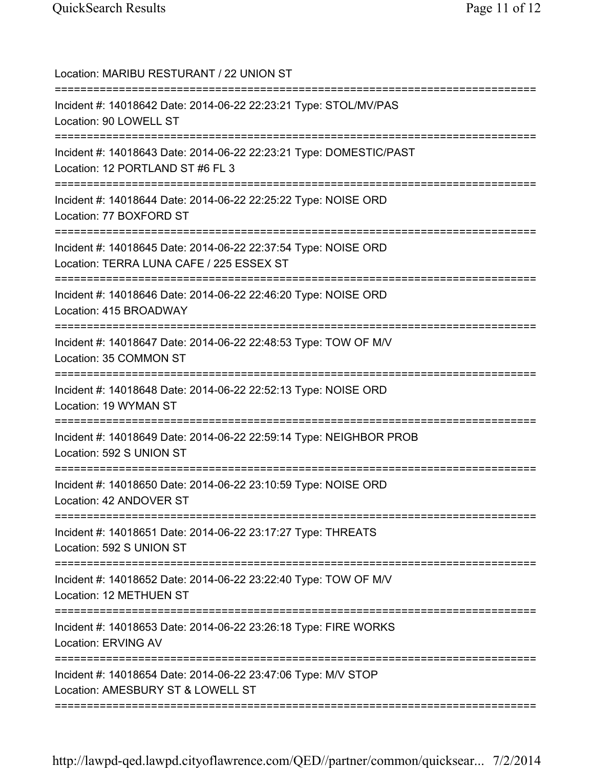Location: MARIBU RESTURANT / 22 UNION ST

===========================================================================

Incident #: 14018642 Date: 2014-06-22 22:23:21 Type: STOL/MV/PAS
Location: 90 LOWELL ST

===========================================================================

Incident #: 14018643 Date: 2014-06-22 22:23:21 Type: DOMESTIC/PAST
Location: 12 PORTLAND ST #6 FL 3

===========================================================================

Incident #: 14018644 Date: 2014-06-22 22:25:22 Type: NOISE ORD
Location: 77 BOXFORD ST

===========================================================================

Incident #: 14018645 Date: 2014-06-22 22:37:54 Type: NOISE ORD
Location: TERRA LUNA CAFE / 225 ESSEX ST

===========================================================================

Incident #: 14018646 Date: 2014-06-22 22:46:20 Type: NOISE ORD
Location: 415 BROADWAY

===========================================================================

Incident #: 14018647 Date: 2014-06-22 22:48:53 Type: TOW OF M/V
Location: 35 COMMON ST

===========================================================================

Incident #: 14018648 Date: 2014-06-22 22:52:13 Type: NOISE ORD
Location: 19 WYMAN ST

===========================================================================

Incident #: 14018649 Date: 2014-06-22 22:59:14 Type: NEIGHBOR PROB
Location: 592 S UNION ST

===========================================================================

Incident #: 14018650 Date: 2014-06-22 23:10:59 Type: NOISE ORD
Location: 42 ANDOVER ST

===========================================================================

Incident #: 14018651 Date: 2014-06-22 23:17:27 Type: THREATS
Location: 592 S UNION ST

===========================================================================

Incident #: 14018652 Date: 2014-06-22 23:22:40 Type: TOW OF M/V
Location: 12 METHUEN ST

===========================================================================

Incident #: 14018653 Date: 2014-06-22 23:26:18 Type: FIRE WORKS
Location: ERVING AV

===========================================================================

Incident #: 14018654 Date: 2014-06-22 23:47:06 Type: M/V STOP
Location: AMESBURY ST & LOWELL ST

===========================================================================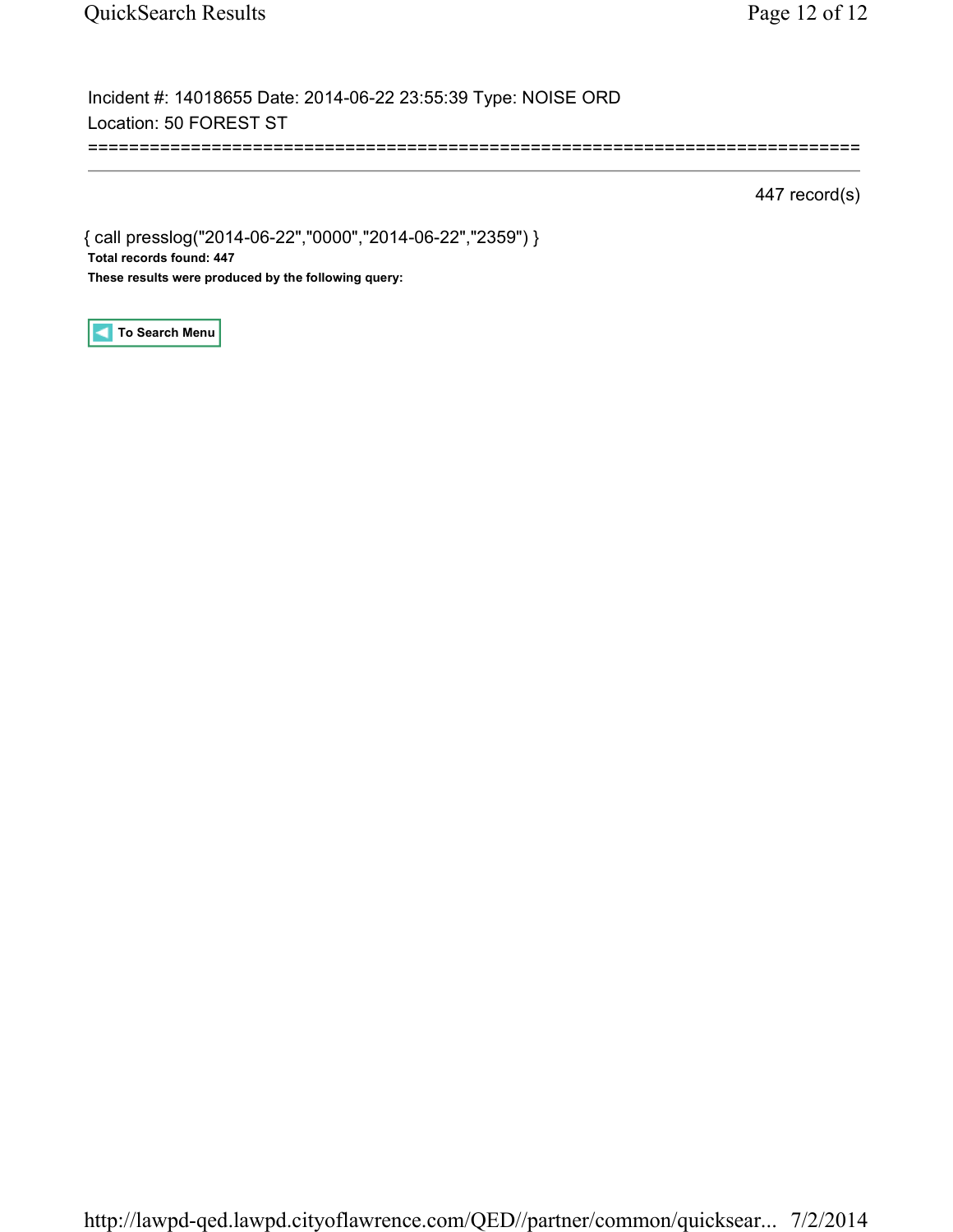Incident #: 14018655 Date: 2014-06-22 23:55:39 Type: NOISE ORD
Location: 50 FOREST ST

===========================================================================

---

447 record(s)

{ call presslog("2014-06-22","0000","2014-06-22","2359") }

**Total records found: 447**

**These results were produced by the following query:**

**To Search Menu**